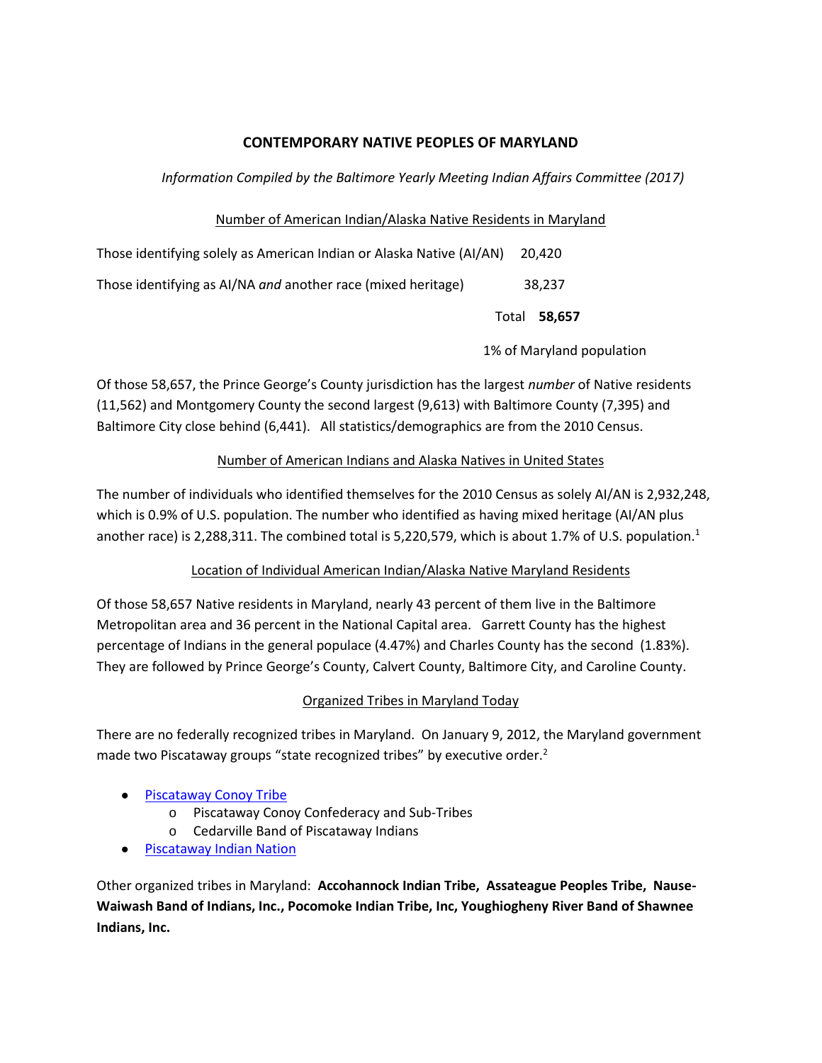# CONTEMPORARY NATIVE PEOPLES OF MARYLAND

*Information Compiled by the Baltimore Yearly Meeting Indian Affairs Committee (2017)*

## Number of American Indian/Alaska Native Residents in Maryland

| | |
|---|---|
| Those identifying solely as American Indian or Alaska Native (AI/AN) | 20,420 |
| Those identifying as AI/NA *and* another race (mixed heritage) | 38,237 |
| Total | **58,657** |
| | 1% of Maryland population |

Of those 58,657, the Prince George's County jurisdiction has the largest *number* of Native residents (11,562) and Montgomery County the second largest (9,613) with Baltimore County (7,395) and Baltimore City close behind (6,441). All statistics/demographics are from the 2010 Census.

## Number of American Indians and Alaska Natives in United States

The number of individuals who identified themselves for the 2010 Census as solely AI/AN is 2,932,248, which is 0.9% of U.S. population. The number who identified as having mixed heritage (AI/AN plus another race) is 2,288,311. The combined total is 5,220,579, which is about 1.7% of U.S. population.[1]

## Location of Individual American Indian/Alaska Native Maryland Residents

Of those 58,657 Native residents in Maryland, nearly 43 percent of them live in the Baltimore Metropolitan area and 36 percent in the National Capital area. Garrett County has the highest percentage of Indians in the general populace (4.47%) and Charles County has the second (1.83%). They are followed by Prince George's County, Calvert County, Baltimore City, and Caroline County.

## Organized Tribes in Maryland Today

There are no federally recognized tribes in Maryland. On January 9, 2012, the Maryland government made two Piscataway groups "state recognized tribes" by executive order.[2]

- Piscataway Conoy Tribe
  - Piscataway Conoy Confederacy and Sub-Tribes
  - Cedarville Band of Piscataway Indians
- Piscataway Indian Nation

Other organized tribes in Maryland: **Accohannock Indian Tribe, Assateague Peoples Tribe, Nause-Waiwash Band of Indians, Inc., Pocomoke Indian Tribe, Inc, Youghiogheny River Band of Shawnee Indians, Inc.**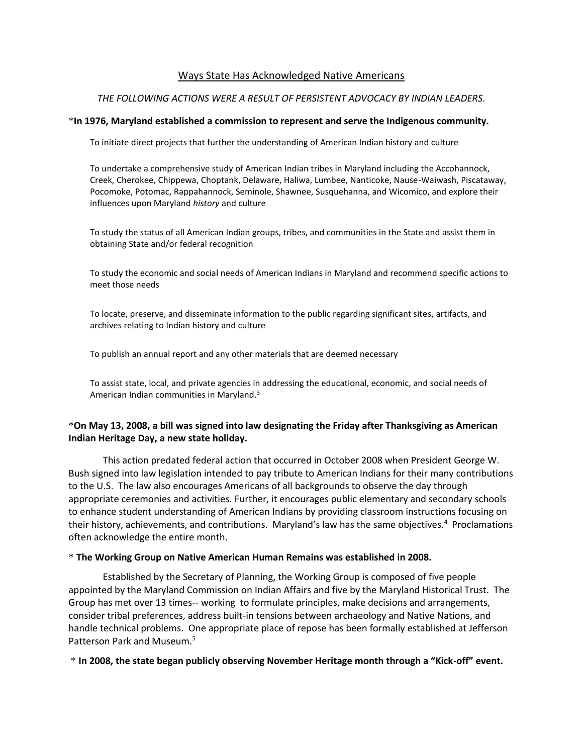## Ways State Has Acknowledged Native Americans

*THE FOLLOWING ACTIONS WERE A RESULT OF PERSISTENT ADVOCACY BY INDIAN LEADERS.*

***In 1976, Maryland established a commission to represent and serve the Indigenous community.**

To initiate direct projects that further the understanding of American Indian history and culture

To undertake a comprehensive study of American Indian tribes in Maryland including the Accohannock, Creek, Cherokee, Chippewa, Choptank, Delaware, Haliwa, Lumbee, Nanticoke, Nause-Waiwash, Piscataway, Pocomoke, Potomac, Rappahannock, Seminole, Shawnee, Susquehanna, and Wicomico, and explore their influences upon Maryland *history* and culture

To study the status of all American Indian groups, tribes, and communities in the State and assist them in obtaining State and/or federal recognition

To study the economic and social needs of American Indians in Maryland and recommend specific actions to meet those needs

To locate, preserve, and disseminate information to the public regarding significant sites, artifacts, and archives relating to Indian history and culture

To publish an annual report and any other materials that are deemed necessary

To assist state, local, and private agencies in addressing the educational, economic, and social needs of American Indian communities in Maryland.[3]

***On May 13, 2008, a bill was signed into law designating the Friday after Thanksgiving as American Indian Heritage Day, a new state holiday.**

This action predated federal action that occurred in October 2008 when President George W. Bush signed into law legislation intended to pay tribute to American Indians for their many contributions to the U.S. The law also encourages Americans of all backgrounds to observe the day through appropriate ceremonies and activities. Further, it encourages public elementary and secondary schools to enhance student understanding of American Indians by providing classroom instructions focusing on their history, achievements, and contributions. Maryland's law has the same objectives.[4] Proclamations often acknowledge the entire month.

* **The Working Group on Native American Human Remains was established in 2008.**

Established by the Secretary of Planning, the Working Group is composed of five people appointed by the Maryland Commission on Indian Affairs and five by the Maryland Historical Trust. The Group has met over 13 times-- working to formulate principles, make decisions and arrangements, consider tribal preferences, address built-in tensions between archaeology and Native Nations, and handle technical problems. One appropriate place of repose has been formally established at Jefferson Patterson Park and Museum.[5]

* **In 2008, the state began publicly observing November Heritage month through a "Kick-off" event.**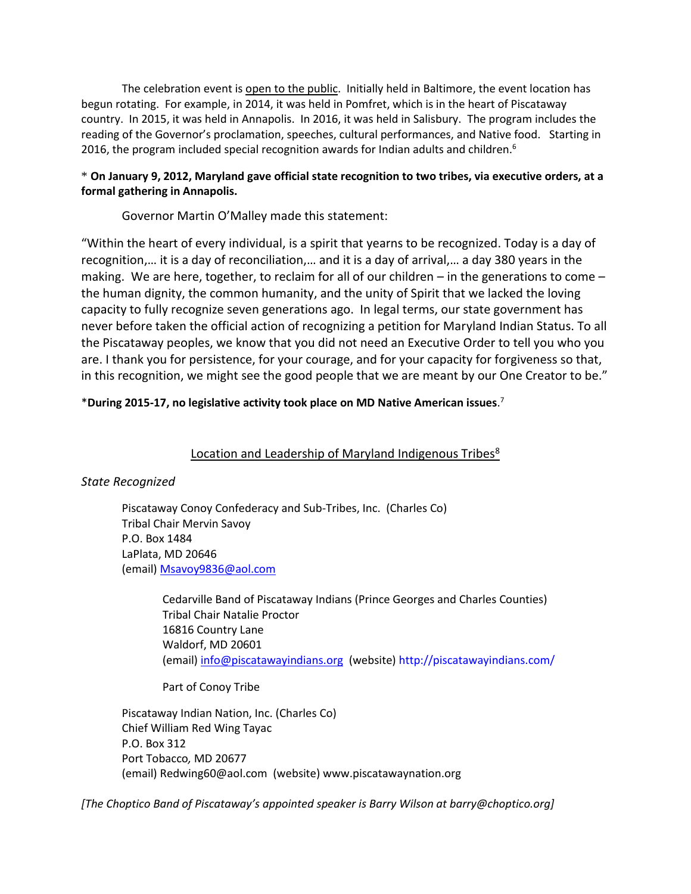The celebration event is open to the public. Initially held in Baltimore, the event location has begun rotating. For example, in 2014, it was held in Pomfret, which is in the heart of Piscataway country. In 2015, it was held in Annapolis. In 2016, it was held in Salisbury. The program includes the reading of the Governor's proclamation, speeches, cultural performances, and Native food. Starting in 2016, the program included special recognition awards for Indian adults and children.[6]

* **On January 9, 2012, Maryland gave official state recognition to two tribes, via executive orders, at a formal gathering in Annapolis.**

Governor Martin O'Malley made this statement:

"Within the heart of every individual, is a spirit that yearns to be recognized. Today is a day of recognition,… it is a day of reconciliation,… and it is a day of arrival,… a day 380 years in the making. We are here, together, to reclaim for all of our children – in the generations to come – the human dignity, the common humanity, and the unity of Spirit that we lacked the loving capacity to fully recognize seven generations ago. In legal terms, our state government has never before taken the official action of recognizing a petition for Maryland Indian Status. To all the Piscataway peoples, we know that you did not need an Executive Order to tell you who you are. I thank you for persistence, for your courage, and for your capacity for forgiveness so that, in this recognition, we might see the good people that we are meant by our One Creator to be."

***During 2015-17, no legislative activity took place on MD Native American issues**.[7]

## Location and Leadership of Maryland Indigenous Tribes[8]

*State Recognized*

Piscataway Conoy Confederacy and Sub-Tribes, Inc. (Charles Co)
Tribal Chair Mervin Savoy
P.O. Box 1484
LaPlata, MD 20646
(email) Msavoy9836@aol.com

> Cedarville Band of Piscataway Indians (Prince Georges and Charles Counties)
> Tribal Chair Natalie Proctor
> 16816 Country Lane
> Waldorf, MD 20601
> (email) info@piscatawayindians.org (website) http://piscatawayindians.com/
>
> Part of Conoy Tribe

Piscataway Indian Nation, Inc. (Charles Co)
Chief William Red Wing Tayac
P.O. Box 312
Port Tobacco, MD 20677
(email) Redwing60@aol.com (website) www.piscatawaynation.org

*[The Choptico Band of Piscataway's appointed speaker is Barry Wilson at barry@choptico.org]*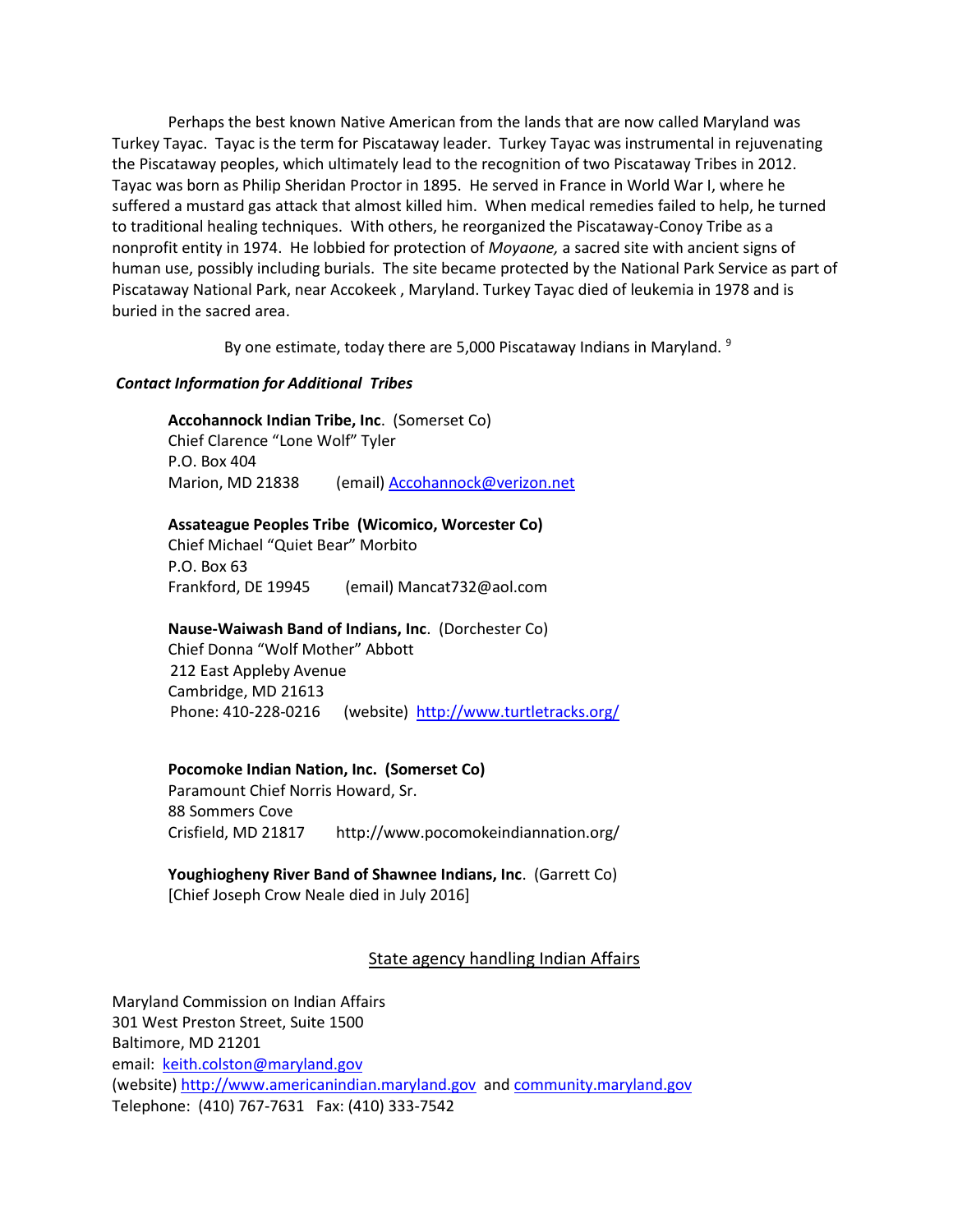Perhaps the best known Native American from the lands that are now called Maryland was Turkey Tayac. Tayac is the term for Piscataway leader. Turkey Tayac was instrumental in rejuvenating the Piscataway peoples, which ultimately lead to the recognition of two Piscataway Tribes in 2012. Tayac was born as Philip Sheridan Proctor in 1895. He served in France in World War I, where he suffered a mustard gas attack that almost killed him. When medical remedies failed to help, he turned to traditional healing techniques. With others, he reorganized the Piscataway-Conoy Tribe as a nonprofit entity in 1974. He lobbied for protection of *Moyaone,* a sacred site with ancient signs of human use, possibly including burials. The site became protected by the National Park Service as part of Piscataway National Park, near Accokeek , Maryland. Turkey Tayac died of leukemia in 1978 and is buried in the sacred area.

By one estimate, today there are 5,000 Piscataway Indians in Maryland. [9]

***Contact Information for Additional Tribes***

**Accohannock Indian Tribe, Inc**. (Somerset Co)
Chief Clarence "Lone Wolf" Tyler
P.O. Box 404
Marion, MD 21838 (email) Accohannock@verizon.net

**Assateague Peoples Tribe (Wicomico, Worcester Co)**
Chief Michael "Quiet Bear" Morbito
P.O. Box 63
Frankford, DE 19945 (email) Mancat732@aol.com

**Nause-Waiwash Band of Indians, Inc**. (Dorchester Co)
Chief Donna "Wolf Mother" Abbott
212 East Appleby Avenue
Cambridge, MD 21613
Phone: 410-228-0216 (website) http://www.turtletracks.org/

**Pocomoke Indian Nation, Inc. (Somerset Co)**
Paramount Chief Norris Howard, Sr.
88 Sommers Cove
Crisfield, MD 21817 http://www.pocomokeindiannation.org/

**Youghiogheny River Band of Shawnee Indians, Inc**. (Garrett Co)
[Chief Joseph Crow Neale died in July 2016]

## State agency handling Indian Affairs

Maryland Commission on Indian Affairs
301 West Preston Street, Suite 1500
Baltimore, MD 21201
email: keith.colston@maryland.gov
(website) http://www.americanindian.maryland.gov and community.maryland.gov
Telephone: (410) 767-7631 Fax: (410) 333-7542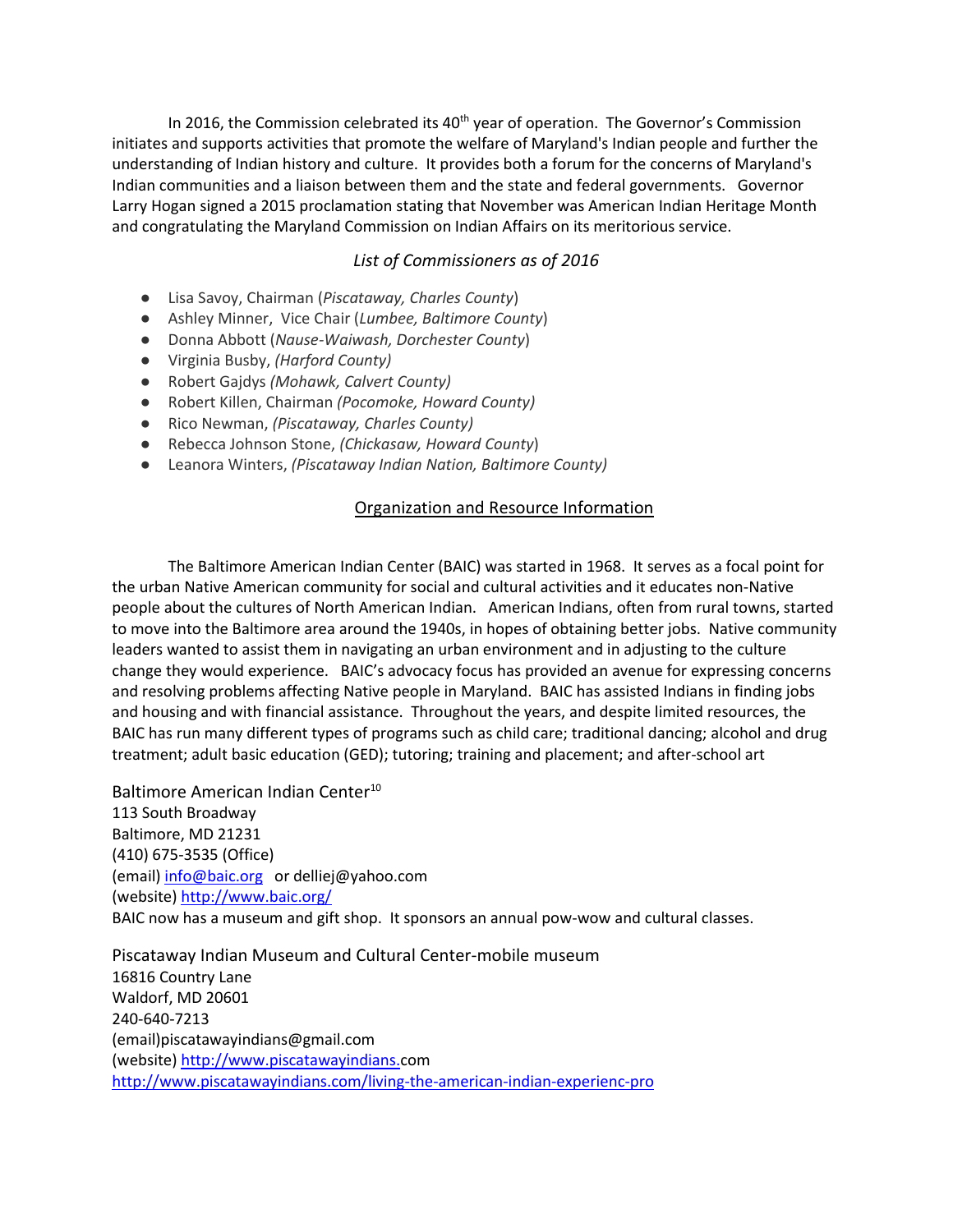In 2016, the Commission celebrated its 40th year of operation. The Governor's Commission initiates and supports activities that promote the welfare of Maryland's Indian people and further the understanding of Indian history and culture. It provides both a forum for the concerns of Maryland's Indian communities and a liaison between them and the state and federal governments. Governor Larry Hogan signed a 2015 proclamation stating that November was American Indian Heritage Month and congratulating the Maryland Commission on Indian Affairs on its meritorious service.

*List of Commissioners as of 2016*

- Lisa Savoy, Chairman (*Piscataway, Charles County*)
- Ashley Minner, Vice Chair (*Lumbee, Baltimore County*)
- Donna Abbott (*Nause-Waiwash, Dorchester County*)
- Virginia Busby, *(Harford County)*
- Robert Gajdys *(Mohawk, Calvert County)*
- Robert Killen, Chairman *(Pocomoke, Howard County)*
- Rico Newman, *(Piscataway, Charles County)*
- Rebecca Johnson Stone, *(Chickasaw, Howard County*)
- Leanora Winters, *(Piscataway Indian Nation, Baltimore County)*

## Organization and Resource Information

The Baltimore American Indian Center (BAIC) was started in 1968. It serves as a focal point for the urban Native American community for social and cultural activities and it educates non-Native people about the cultures of North American Indian. American Indians, often from rural towns, started to move into the Baltimore area around the 1940s, in hopes of obtaining better jobs. Native community leaders wanted to assist them in navigating an urban environment and in adjusting to the culture change they would experience. BAIC's advocacy focus has provided an avenue for expressing concerns and resolving problems affecting Native people in Maryland. BAIC has assisted Indians in finding jobs and housing and with financial assistance. Throughout the years, and despite limited resources, the BAIC has run many different types of programs such as child care; traditional dancing; alcohol and drug treatment; adult basic education (GED); tutoring; training and placement; and after-school art

Baltimore American Indian Center[10]
113 South Broadway
Baltimore, MD 21231
(410) 675-3535 (Office)
(email) info@baic.org or delliej@yahoo.com
(website) http://www.baic.org/
BAIC now has a museum and gift shop. It sponsors an annual pow-wow and cultural classes.

Piscataway Indian Museum and Cultural Center-mobile museum
16816 Country Lane
Waldorf, MD 20601
240-640-7213
(email)piscatawayindians@gmail.com
(website) http://www.piscatawayindians.com
http://www.piscatawayindians.com/living-the-american-indian-experienc-pro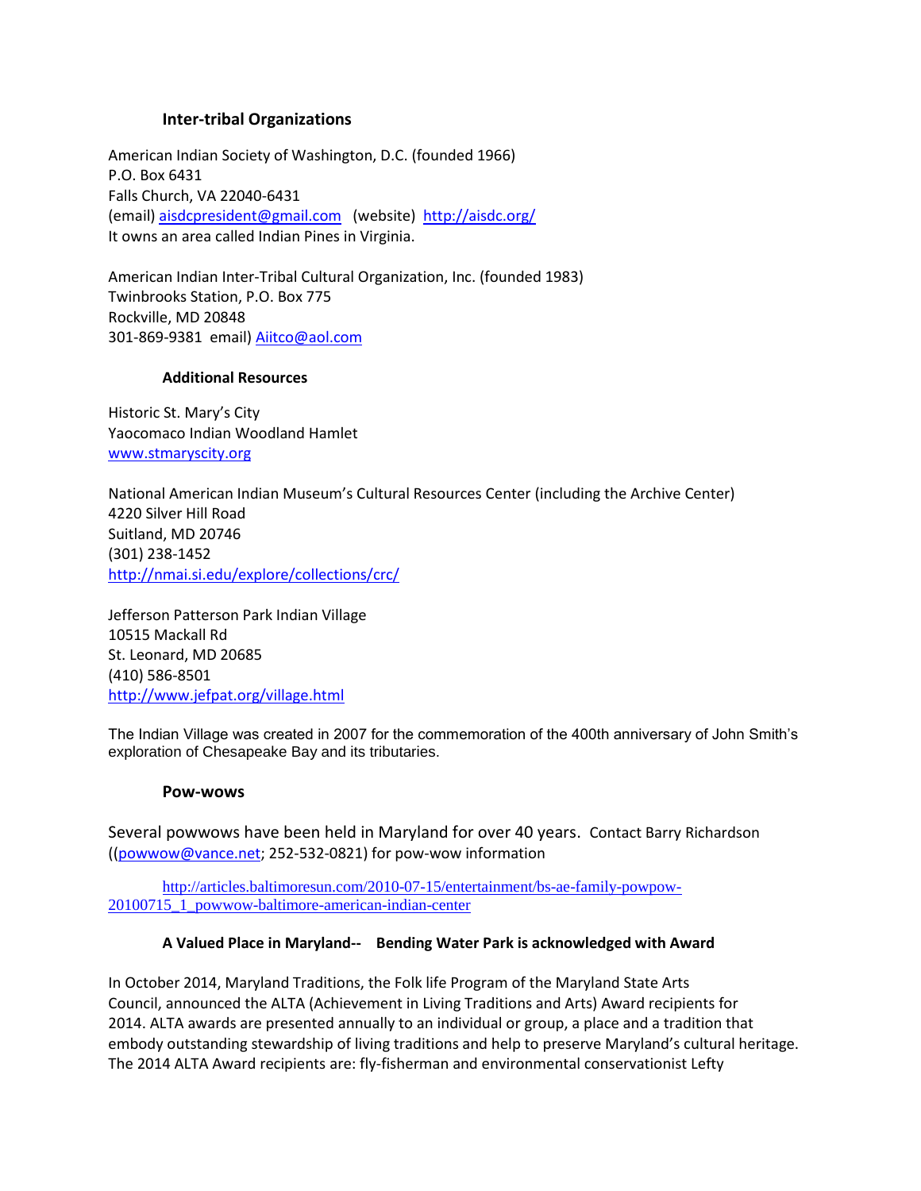### Inter-tribal Organizations

American Indian Society of Washington, D.C. (founded 1966)
P.O. Box 6431
Falls Church, VA 22040-6431
(email) aisdcpresident@gmail.com (website) http://aisdc.org/
It owns an area called Indian Pines in Virginia.

American Indian Inter-Tribal Cultural Organization, Inc. (founded 1983)
Twinbrooks Station, P.O. Box 775
Rockville, MD 20848
301-869-9381 email) Aiitco@aol.com

### Additional Resources

Historic St. Mary's City
Yaocomaco Indian Woodland Hamlet
www.stmaryscity.org

National American Indian Museum's Cultural Resources Center (including the Archive Center)
4220 Silver Hill Road
Suitland, MD 20746
(301) 238-1452
http://nmai.si.edu/explore/collections/crc/

Jefferson Patterson Park Indian Village
10515 Mackall Rd
St. Leonard, MD 20685
(410) 586-8501
http://www.jefpat.org/village.html

The Indian Village was created in 2007 for the commemoration of the 400th anniversary of John Smith's exploration of Chesapeake Bay and its tributaries.

### Pow-wows

Several powwows have been held in Maryland for over 40 years. Contact Barry Richardson ((powwow@vance.net; 252-532-0821) for pow-wow information

http://articles.baltimoresun.com/2010-07-15/entertainment/bs-ae-family-powpow-20100715_1_powwow-baltimore-american-indian-center

### A Valued Place in Maryland-- Bending Water Park is acknowledged with Award

In October 2014, Maryland Traditions, the Folk life Program of the Maryland State Arts Council, announced the ALTA (Achievement in Living Traditions and Arts) Award recipients for 2014. ALTA awards are presented annually to an individual or group, a place and a tradition that embody outstanding stewardship of living traditions and help to preserve Maryland's cultural heritage. The 2014 ALTA Award recipients are: fly-fisherman and environmental conservationist Lefty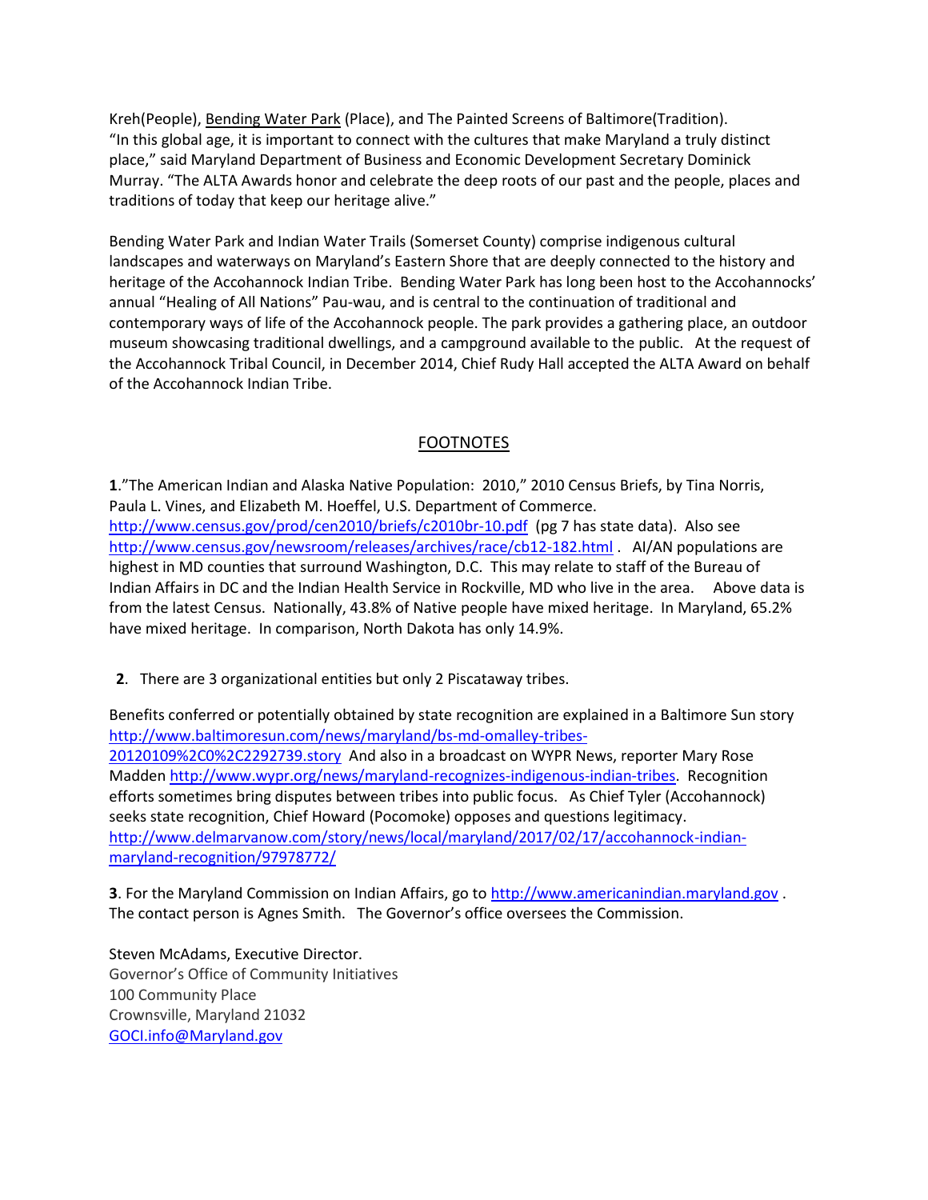Kreh(People), Bending Water Park (Place), and The Painted Screens of Baltimore(Tradition). "In this global age, it is important to connect with the cultures that make Maryland a truly distinct place," said Maryland Department of Business and Economic Development Secretary Dominick Murray. "The ALTA Awards honor and celebrate the deep roots of our past and the people, places and traditions of today that keep our heritage alive."

Bending Water Park and Indian Water Trails (Somerset County) comprise indigenous cultural landscapes and waterways on Maryland's Eastern Shore that are deeply connected to the history and heritage of the Accohannock Indian Tribe. Bending Water Park has long been host to the Accohannocks' annual "Healing of All Nations" Pau-wau, and is central to the continuation of traditional and contemporary ways of life of the Accohannock people. The park provides a gathering place, an outdoor museum showcasing traditional dwellings, and a campground available to the public. At the request of the Accohannock Tribal Council, in December 2014, Chief Rudy Hall accepted the ALTA Award on behalf of the Accohannock Indian Tribe.

## FOOTNOTES

**1**."The American Indian and Alaska Native Population: 2010," 2010 Census Briefs, by Tina Norris, Paula L. Vines, and Elizabeth M. Hoeffel, U.S. Department of Commerce. http://www.census.gov/prod/cen2010/briefs/c2010br-10.pdf (pg 7 has state data). Also see http://www.census.gov/newsroom/releases/archives/race/cb12-182.html . AI/AN populations are highest in MD counties that surround Washington, D.C. This may relate to staff of the Bureau of Indian Affairs in DC and the Indian Health Service in Rockville, MD who live in the area. Above data is from the latest Census. Nationally, 43.8% of Native people have mixed heritage. In Maryland, 65.2% have mixed heritage. In comparison, North Dakota has only 14.9%.

**2**. There are 3 organizational entities but only 2 Piscataway tribes.

Benefits conferred or potentially obtained by state recognition are explained in a Baltimore Sun story http://www.baltimoresun.com/news/maryland/bs-md-omalley-tribes-20120109%2C0%2C2292739.story And also in a broadcast on WYPR News, reporter Mary Rose Madden http://www.wypr.org/news/maryland-recognizes-indigenous-indian-tribes. Recognition efforts sometimes bring disputes between tribes into public focus. As Chief Tyler (Accohannock) seeks state recognition, Chief Howard (Pocomoke) opposes and questions legitimacy. http://www.delmarvanow.com/story/news/local/maryland/2017/02/17/accohannock-indian-maryland-recognition/97978772/

**3**. For the Maryland Commission on Indian Affairs, go to http://www.americanindian.maryland.gov . The contact person is Agnes Smith. The Governor's office oversees the Commission.

Steven McAdams, Executive Director.
Governor's Office of Community Initiatives
100 Community Place
Crownsville, Maryland 21032
GOCI.info@Maryland.gov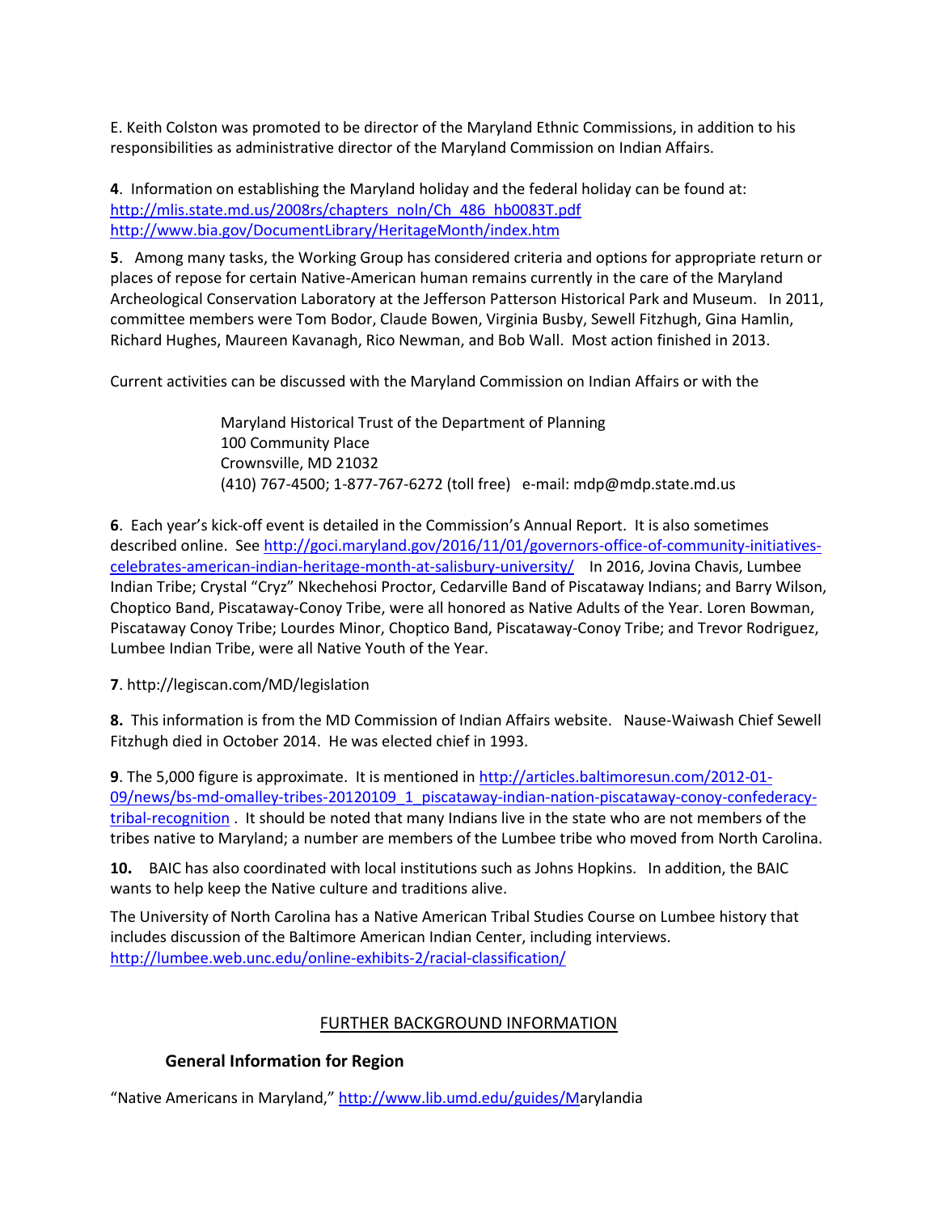E. Keith Colston was promoted to be director of the Maryland Ethnic Commissions, in addition to his responsibilities as administrative director of the Maryland Commission on Indian Affairs.

**4**. Information on establishing the Maryland holiday and the federal holiday can be found at:
http://mlis.state.md.us/2008rs/chapters_noln/Ch_486_hb0083T.pdf
http://www.bia.gov/DocumentLibrary/HeritageMonth/index.htm

**5**. Among many tasks, the Working Group has considered criteria and options for appropriate return or places of repose for certain Native-American human remains currently in the care of the Maryland Archeological Conservation Laboratory at the Jefferson Patterson Historical Park and Museum. In 2011, committee members were Tom Bodor, Claude Bowen, Virginia Busby, Sewell Fitzhugh, Gina Hamlin, Richard Hughes, Maureen Kavanagh, Rico Newman, and Bob Wall. Most action finished in 2013.

Current activities can be discussed with the Maryland Commission on Indian Affairs or with the

> Maryland Historical Trust of the Department of Planning
> 100 Community Place
> Crownsville, MD 21032
> (410) 767-4500; 1-877-767-6272 (toll free) e-mail: mdp@mdp.state.md.us

**6**. Each year's kick-off event is detailed in the Commission's Annual Report. It is also sometimes described online. See http://goci.maryland.gov/2016/11/01/governors-office-of-community-initiatives-celebrates-american-indian-heritage-month-at-salisbury-university/ In 2016, Jovina Chavis, Lumbee Indian Tribe; Crystal "Cryz" Nkechehosi Proctor, Cedarville Band of Piscataway Indians; and Barry Wilson, Choptico Band, Piscataway-Conoy Tribe, were all honored as Native Adults of the Year. Loren Bowman, Piscataway Conoy Tribe; Lourdes Minor, Choptico Band, Piscataway-Conoy Tribe; and Trevor Rodriguez, Lumbee Indian Tribe, were all Native Youth of the Year.

**7**. http://legiscan.com/MD/legislation

**8.** This information is from the MD Commission of Indian Affairs website. Nause-Waiwash Chief Sewell Fitzhugh died in October 2014. He was elected chief in 1993.

**9**. The 5,000 figure is approximate. It is mentioned in http://articles.baltimoresun.com/2012-01-09/news/bs-md-omalley-tribes-20120109_1_piscataway-indian-nation-piscataway-conoy-confederacy-tribal-recognition . It should be noted that many Indians live in the state who are not members of the tribes native to Maryland; a number are members of the Lumbee tribe who moved from North Carolina.

**10.** BAIC has also coordinated with local institutions such as Johns Hopkins. In addition, the BAIC wants to help keep the Native culture and traditions alive.

The University of North Carolina has a Native American Tribal Studies Course on Lumbee history that includes discussion of the Baltimore American Indian Center, including interviews.
http://lumbee.web.unc.edu/online-exhibits-2/racial-classification/

## FURTHER BACKGROUND INFORMATION

### General Information for Region

"Native Americans in Maryland," http://www.lib.umd.edu/guides/Marylandia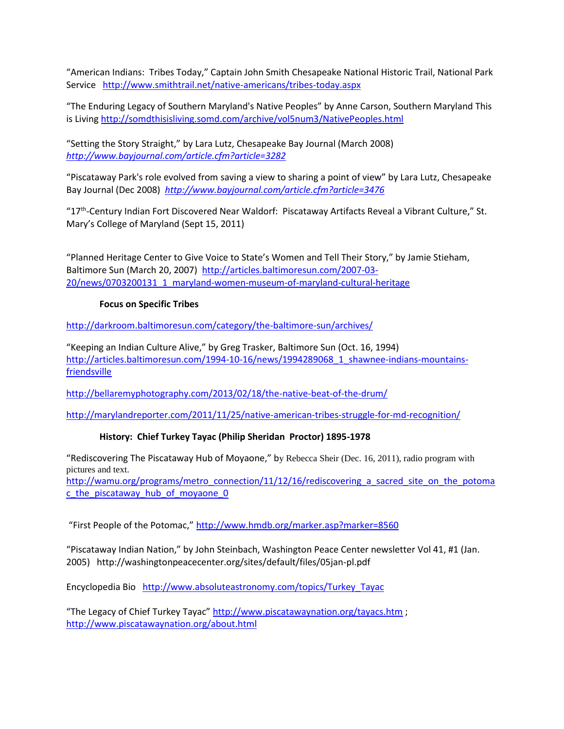"American Indians: Tribes Today," Captain John Smith Chesapeake National Historic Trail, National Park Service http://www.smithtrail.net/native-americans/tribes-today.aspx

"The Enduring Legacy of Southern Maryland's Native Peoples" by Anne Carson, Southern Maryland This is Living http://somdthisisliving.somd.com/archive/vol5num3/NativePeoples.html

"Setting the Story Straight," by Lara Lutz, Chesapeake Bay Journal (March 2008) *http://www.bayjournal.com/article.cfm?article=3282*

"Piscataway Park's role evolved from saving a view to sharing a point of view" by Lara Lutz, Chesapeake Bay Journal (Dec 2008) *http://www.bayjournal.com/article.cfm?article=3476*

"17th-Century Indian Fort Discovered Near Waldorf: Piscataway Artifacts Reveal a Vibrant Culture," St. Mary's College of Maryland (Sept 15, 2011)

"Planned Heritage Center to Give Voice to State's Women and Tell Their Story," by Jamie Stieham, Baltimore Sun (March 20, 2007) http://articles.baltimoresun.com/2007-03-20/news/0703200131_1_maryland-women-museum-of-maryland-cultural-heritage

**Focus on Specific Tribes**

http://darkroom.baltimoresun.com/category/the-baltimore-sun/archives/

"Keeping an Indian Culture Alive," by Greg Trasker, Baltimore Sun (Oct. 16, 1994) http://articles.baltimoresun.com/1994-10-16/news/1994289068_1_shawnee-indians-mountains-friendsville

http://bellaremyphotography.com/2013/02/18/the-native-beat-of-the-drum/

http://marylandreporter.com/2011/11/25/native-american-tribes-struggle-for-md-recognition/

**History: Chief Turkey Tayac (Philip Sheridan Proctor) 1895-1978**

"Rediscovering The Piscataway Hub of Moyaone," by Rebecca Sheir (Dec. 16, 2011), radio program with pictures and text.
http://wamu.org/programs/metro_connection/11/12/16/rediscovering_a_sacred_site_on_the_potomac_the_piscataway_hub_of_moyaone_0

"First People of the Potomac," http://www.hmdb.org/marker.asp?marker=8560

"Piscataway Indian Nation," by John Steinbach, Washington Peace Center newsletter Vol 41, #1 (Jan. 2005) http://washingtonpeacecenter.org/sites/default/files/05jan-pl.pdf

Encyclopedia Bio http://www.absoluteastronomy.com/topics/Turkey_Tayac

"The Legacy of Chief Turkey Tayac" http://www.piscatawaynation.org/tayacs.htm ; http://www.piscatawaynation.org/about.html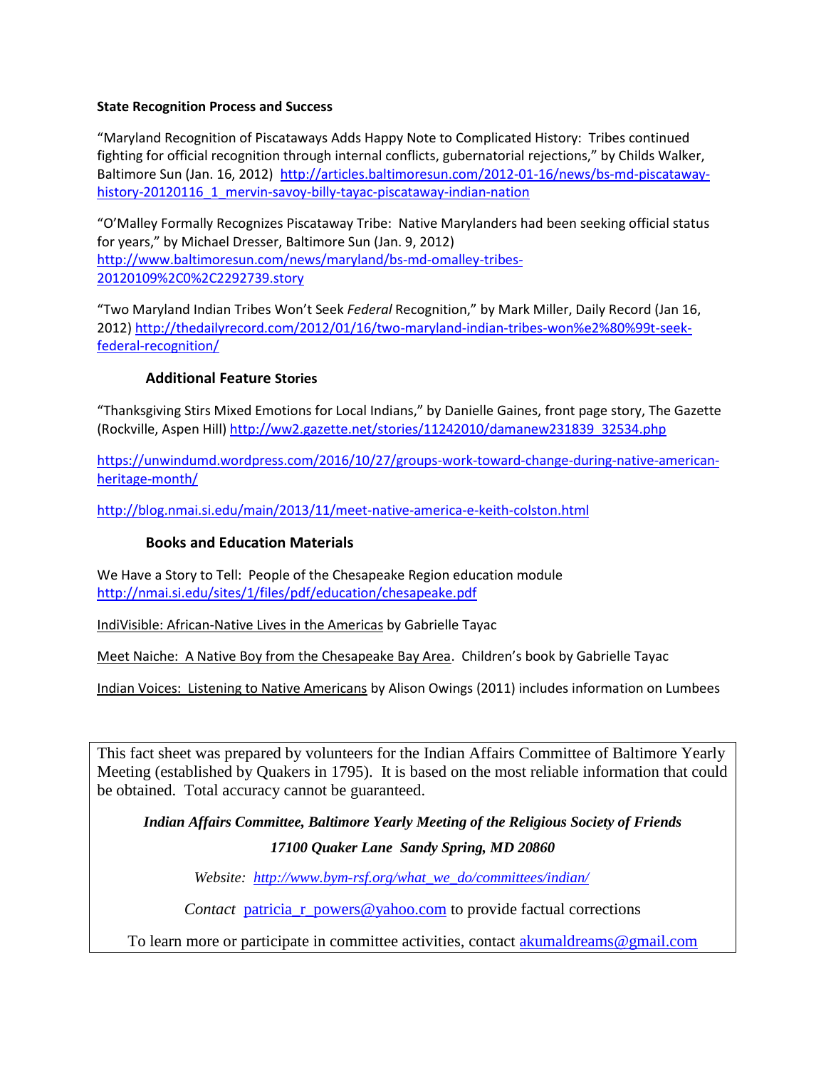**State Recognition Process and Success**

"Maryland Recognition of Piscataways Adds Happy Note to Complicated History: Tribes continued fighting for official recognition through internal conflicts, gubernatorial rejections," by Childs Walker, Baltimore Sun (Jan. 16, 2012) http://articles.baltimoresun.com/2012-01-16/news/bs-md-piscataway-history-20120116_1_mervin-savoy-billy-tayac-piscataway-indian-nation

"O'Malley Formally Recognizes Piscataway Tribe: Native Marylanders had been seeking official status for years," by Michael Dresser, Baltimore Sun (Jan. 9, 2012) http://www.baltimoresun.com/news/maryland/bs-md-omalley-tribes-20120109%2C0%2C2292739.story

"Two Maryland Indian Tribes Won't Seek *Federal* Recognition," by Mark Miller, Daily Record (Jan 16, 2012) http://thedailyrecord.com/2012/01/16/two-maryland-indian-tribes-won%e2%80%99t-seek-federal-recognition/

**Additional Feature Stories**

"Thanksgiving Stirs Mixed Emotions for Local Indians," by Danielle Gaines, front page story, The Gazette (Rockville, Aspen Hill) http://ww2.gazette.net/stories/11242010/damanew231839_32534.php

https://unwindumd.wordpress.com/2016/10/27/groups-work-toward-change-during-native-american-heritage-month/

http://blog.nmai.si.edu/main/2013/11/meet-native-america-e-keith-colston.html

**Books and Education Materials**

We Have a Story to Tell: People of the Chesapeake Region education module http://nmai.si.edu/sites/1/files/pdf/education/chesapeake.pdf

IndiVisible: African-Native Lives in the Americas by Gabrielle Tayac

Meet Naiche: A Native Boy from the Chesapeake Bay Area. Children's book by Gabrielle Tayac

Indian Voices: Listening to Native Americans by Alison Owings (2011) includes information on Lumbees

---

This fact sheet was prepared by volunteers for the Indian Affairs Committee of Baltimore Yearly Meeting (established by Quakers in 1795). It is based on the most reliable information that could be obtained. Total accuracy cannot be guaranteed.

***Indian Affairs Committee, Baltimore Yearly Meeting of the Religious Society of Friends***

***17100 Quaker Lane Sandy Spring, MD 20860***

*Website: http://www.bym-rsf.org/what_we_do/committees/indian/*

*Contact* patricia_r_powers@yahoo.com to provide factual corrections

To learn more or participate in committee activities, contact akumaldreams@gmail.com